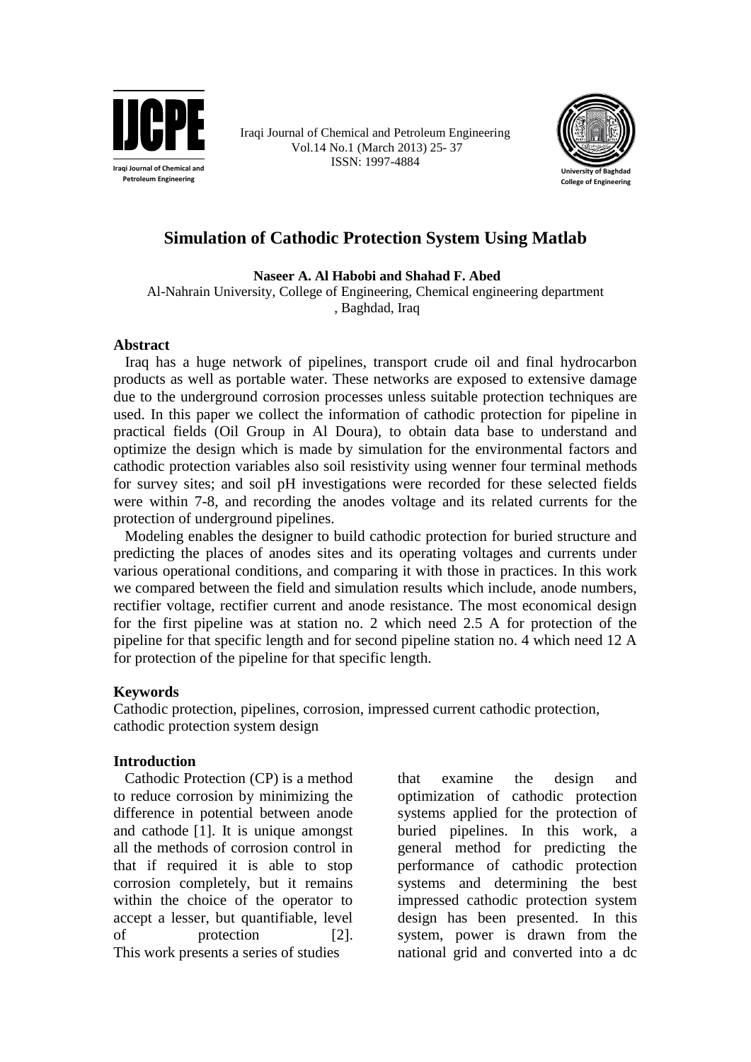# Simulation of Cathodic Protection System Using Matlab

**Naseer A. Al Habobi and Shahad F. Abed**

Al-Nahrain University, College of Engineering, Chemical engineering department , Baghdad, Iraq

## Abstract

Iraq has a huge network of pipelines, transport crude oil and final hydrocarbon products as well as portable water. These networks are exposed to extensive damage due to the underground corrosion processes unless suitable protection techniques are used. In this paper we collect the information of cathodic protection for pipeline in practical fields (Oil Group in Al Doura), to obtain data base to understand and optimize the design which is made by simulation for the environmental factors and cathodic protection variables also soil resistivity using wenner four terminal methods for survey sites; and soil pH investigations were recorded for these selected fields were within 7-8, and recording the anodes voltage and its related currents for the protection of underground pipelines.

Modeling enables the designer to build cathodic protection for buried structure and predicting the places of anodes sites and its operating voltages and currents under various operational conditions, and comparing it with those in practices. In this work we compared between the field and simulation results which include, anode numbers, rectifier voltage, rectifier current and anode resistance. The most economical design for the first pipeline was at station no. 2 which need 2.5 A for protection of the pipeline for that specific length and for second pipeline station no. 4 which need 12 A for protection of the pipeline for that specific length.

## Keywords

Cathodic protection, pipelines, corrosion, impressed current cathodic protection, cathodic protection system design

## Introduction

Cathodic Protection (CP) is a method to reduce corrosion by minimizing the difference in potential between anode and cathode [1]. It is unique amongst all the methods of corrosion control in that if required it is able to stop corrosion completely, but it remains within the choice of the operator to accept a lesser, but quantifiable, level of protection [2]. This work presents a series of studies that examine the design and optimization of cathodic protection systems applied for the protection of buried pipelines. In this work, a general method for predicting the performance of cathodic protection systems and determining the best impressed cathodic protection system design has been presented. In this system, power is drawn from the national grid and converted into a dc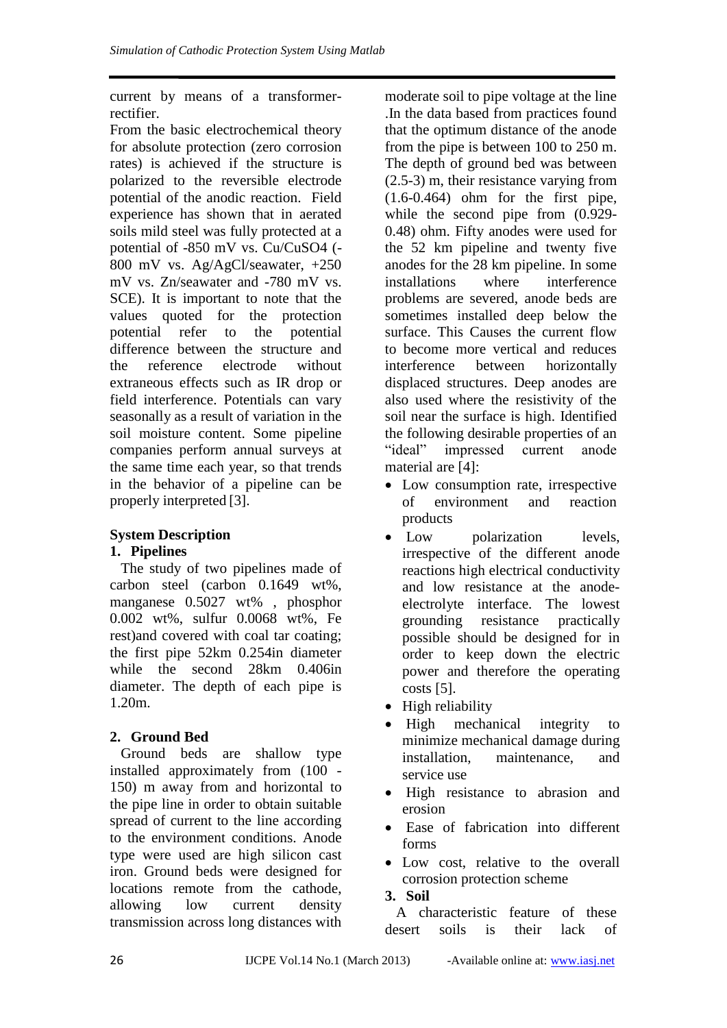current by means of a transformer-rectifier.

From the basic electrochemical theory for absolute protection (zero corrosion rates) is achieved if the structure is polarized to the reversible electrode potential of the anodic reaction. Field experience has shown that in aerated soils mild steel was fully protected at a potential of -850 mV vs. Cu/CuSO4 (-800 mV vs. Ag/AgCl/seawater, +250 mV vs. Zn/seawater and -780 mV vs. SCE). It is important to note that the values quoted for the protection potential refer to the potential difference between the structure and the reference electrode without extraneous effects such as IR drop or field interference. Potentials can vary seasonally as a result of variation in the soil moisture content. Some pipeline companies perform annual surveys at the same time each year, so that trends in the behavior of a pipeline can be properly interpreted [3].

## System Description

### 1. Pipelines

The study of two pipelines made of carbon steel (carbon 0.1649 wt%, manganese 0.5027 wt% , phosphor 0.002 wt%, sulfur 0.0068 wt%, Fe rest)and covered with coal tar coating; the first pipe 52km 0.254in diameter while the second 28km 0.406in diameter. The depth of each pipe is 1.20m.

### 2. Ground Bed

Ground beds are shallow type installed approximately from (100 - 150) m away from and horizontal to the pipe line in order to obtain suitable spread of current to the line according to the environment conditions. Anode type were used are high silicon cast iron. Ground beds were designed for locations remote from the cathode, allowing low current density transmission across long distances with moderate soil to pipe voltage at the line .In the data based from practices found that the optimum distance of the anode from the pipe is between 100 to 250 m. The depth of ground bed was between (2.5-3) m, their resistance varying from (1.6-0.464) ohm for the first pipe, while the second pipe from (0.929-0.48) ohm. Fifty anodes were used for the 52 km pipeline and twenty five anodes for the 28 km pipeline. In some installations where interference problems are severed, anode beds are sometimes installed deep below the surface. This Causes the current flow to become more vertical and reduces interference between horizontally displaced structures. Deep anodes are also used where the resistivity of the soil near the surface is high. Identified the following desirable properties of an "ideal" impressed current anode material are [4]:

- Low consumption rate, irrespective of environment and reaction products
- Low polarization levels, irrespective of the different anode reactions high electrical conductivity and low resistance at the anode-electrolyte interface. The lowest grounding resistance practically possible should be designed for in order to keep down the electric power and therefore the operating costs [5].
- High reliability
- High mechanical integrity to minimize mechanical damage during installation, maintenance, and service use
- High resistance to abrasion and erosion
- Ease of fabrication into different forms
- Low cost, relative to the overall corrosion protection scheme

### 3. Soil

A characteristic feature of these desert soils is their lack of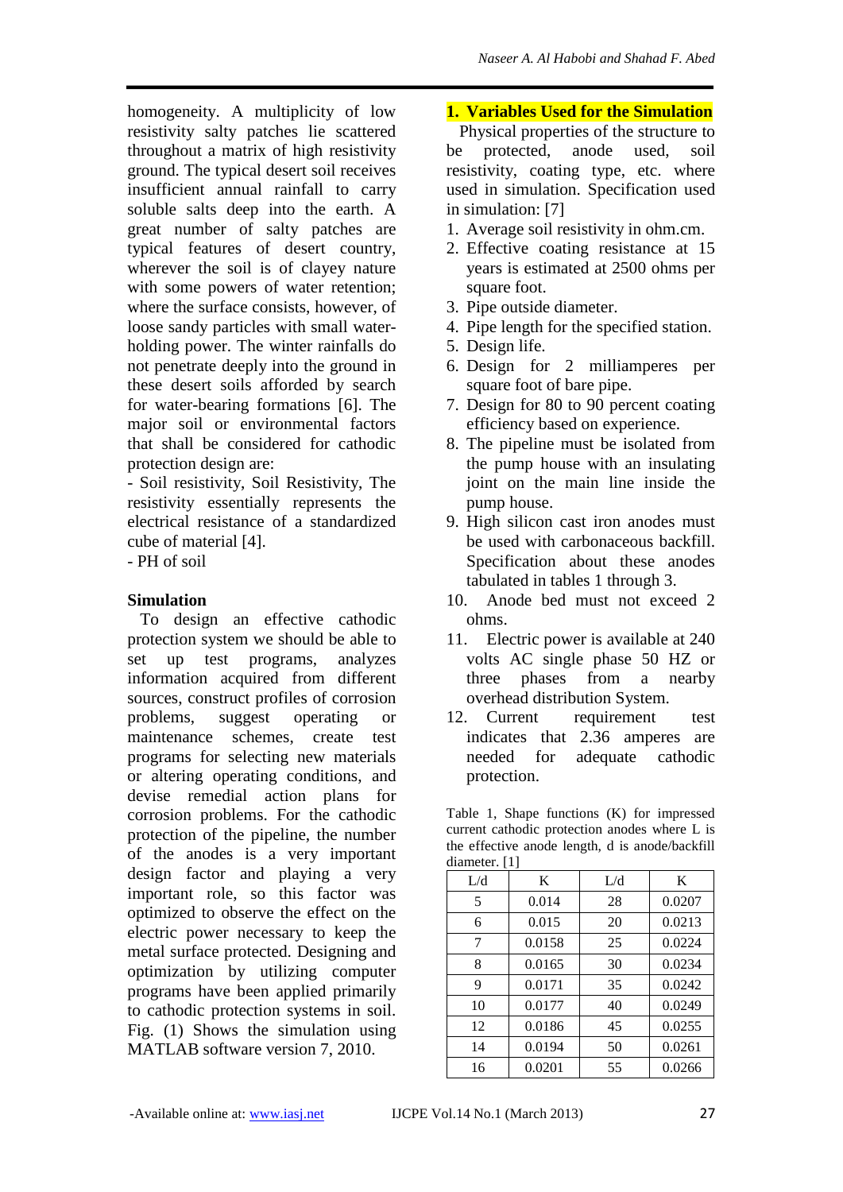homogeneity. A multiplicity of low resistivity salty patches lie scattered throughout a matrix of high resistivity ground. The typical desert soil receives insufficient annual rainfall to carry soluble salts deep into the earth. A great number of salty patches are typical features of desert country, wherever the soil is of clayey nature with some powers of water retention; where the surface consists, however, of loose sandy particles with small water-holding power. The winter rainfalls do not penetrate deeply into the ground in these desert soils afforded by search for water-bearing formations [6]. The major soil or environmental factors that shall be considered for cathodic protection design are:

- Soil resistivity, Soil Resistivity, The resistivity essentially represents the electrical resistance of a standardized cube of material [4].
- PH of soil

## Simulation

To design an effective cathodic protection system we should be able to set up test programs, analyzes information acquired from different sources, construct profiles of corrosion problems, suggest operating or maintenance schemes, create test programs for selecting new materials or altering operating conditions, and devise remedial action plans for corrosion problems. For the cathodic protection of the pipeline, the number of the anodes is a very important design factor and playing a very important role, so this factor was optimized to observe the effect on the electric power necessary to keep the metal surface protected. Designing and optimization by utilizing computer programs have been applied primarily to cathodic protection systems in soil. Fig. (1) Shows the simulation using MATLAB software version 7, 2010.

## 1. Variables Used for the Simulation

Physical properties of the structure to be protected, anode used, soil resistivity, coating type, etc. where used in simulation. Specification used in simulation: [7]

1. Average soil resistivity in ohm.cm.
2. Effective coating resistance at 15 years is estimated at 2500 ohms per square foot.
3. Pipe outside diameter.
4. Pipe length for the specified station.
5. Design life.
6. Design for 2 milliamperes per square foot of bare pipe.
7. Design for 80 to 90 percent coating efficiency based on experience.
8. The pipeline must be isolated from the pump house with an insulating joint on the main line inside the pump house.
9. High silicon cast iron anodes must be used with carbonaceous backfill. Specification about these anodes tabulated in tables 1 through 3.
10. Anode bed must not exceed 2 ohms.
11. Electric power is available at 240 volts AC single phase 50 HZ or three phases from a nearby overhead distribution System.
12. Current requirement test indicates that 2.36 amperes are needed for adequate cathodic protection.

Table 1, Shape functions (K) for impressed current cathodic protection anodes where L is the effective anode length, d is anode/backfill diameter. [1]

| L/d | K | L/d | K |
|---|---|---|---|
| 5 | 0.014 | 28 | 0.0207 |
| 6 | 0.015 | 20 | 0.0213 |
| 7 | 0.0158 | 25 | 0.0224 |
| 8 | 0.0165 | 30 | 0.0234 |
| 9 | 0.0171 | 35 | 0.0242 |
| 10 | 0.0177 | 40 | 0.0249 |
| 12 | 0.0186 | 45 | 0.0255 |
| 14 | 0.0194 | 50 | 0.0261 |
| 16 | 0.0201 | 55 | 0.0266 |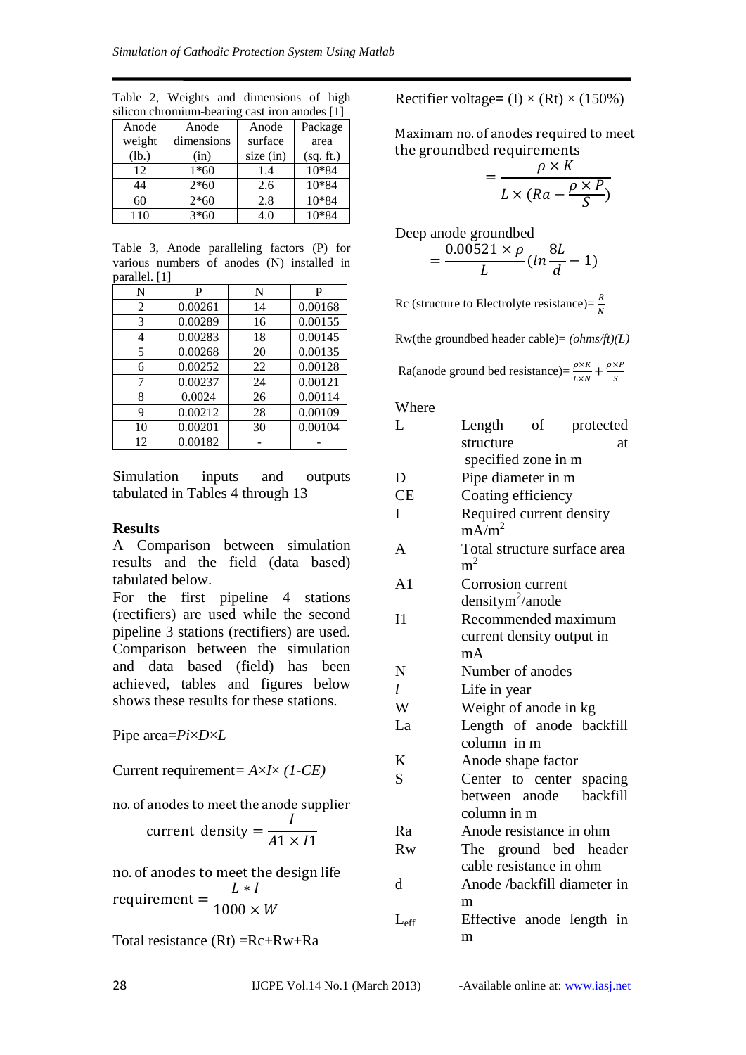Table 2, Weights and dimensions of high silicon chromium-bearing cast iron anodes [1]

| Anode weight (lb.) | Anode dimensions (in) | Anode surface size (in) | Package area (sq. ft.) |
|---|---|---|---|
| 12 | 1*60 | 1.4 | 10*84 |
| 44 | 2*60 | 2.6 | 10*84 |
| 60 | 2*60 | 2.8 | 10*84 |
| 110 | 3*60 | 4.0 | 10*84 |

Table 3, Anode paralleling factors (P) for various numbers of anodes (N) installed in parallel. [1]

| N | P | N | P |
|---|---|---|---|
| 2 | 0.00261 | 14 | 0.00168 |
| 3 | 0.00289 | 16 | 0.00155 |
| 4 | 0.00283 | 18 | 0.00145 |
| 5 | 0.00268 | 20 | 0.00135 |
| 6 | 0.00252 | 22 | 0.00128 |
| 7 | 0.00237 | 24 | 0.00121 |
| 8 | 0.0024 | 26 | 0.00114 |
| 9 | 0.00212 | 28 | 0.00109 |
| 10 | 0.00201 | 30 | 0.00104 |
| 12 | 0.00182 | - | - |

Simulation inputs and outputs tabulated in Tables 4 through 13

## Results

A Comparison between simulation results and the field (data based) tabulated below.

For the first pipeline 4 stations (rectifiers) are used while the second pipeline 3 stations (rectifiers) are used. Comparison between the simulation and data based (field) has been achieved, tables and figures below shows these results for these stations.

Pipe area= $Pi \times D \times L$

Current requirement= $A \times I \times (1\text{-}CE)$

no. of anodes to meet the anode supplier current density $= \dfrac{I}{A1 \times I1}$

no. of anodes to meet the design life requirement $= \dfrac{L * I}{1000 \times W}$

Total resistance (Rt) =Rc+Rw+Ra

Rectifier voltage= (I) × (Rt) × (150%)

Maximam no. of anodes required to meet the groundbed requirements

$$= \frac{\rho \times K}{L \times (Ra - \dfrac{\rho \times P}{S})}$$

Deep anode groundbed

$$= \frac{0.00521 \times \rho}{L}(ln\frac{8L}{d} - 1)$$

Rc (structure to Electrolyte resistance)= $\frac{R}{N}$

Rw(the groundbed header cable)= *(ohms/ft)(L)*

Ra(anode ground bed resistance)= $\frac{\rho \times K}{L \times N} + \frac{\rho \times P}{S}$

Where

| | |
|---|---|
| L | Length of protected structure at specified zone in m |
| D | Pipe diameter in m |
| CE | Coating efficiency |
| I | Required current density mA/m$^2$ |
| A | Total structure surface area m$^2$ |
| A1 | Corrosion current densitym$^2$/anode |
| I1 | Recommended maximum current density output in mA |
| N | Number of anodes |
| *l* | Life in year |
| W | Weight of anode in kg |
| La | Length of anode backfill column in m |
| K | Anode shape factor |
| S | Center to center spacing between anode backfill column in m |
| Ra | Anode resistance in ohm |
| Rw | The ground bed header cable resistance in ohm |
| d | Anode /backfill diameter in m |
| $L_{eff}$ | Effective anode length in m |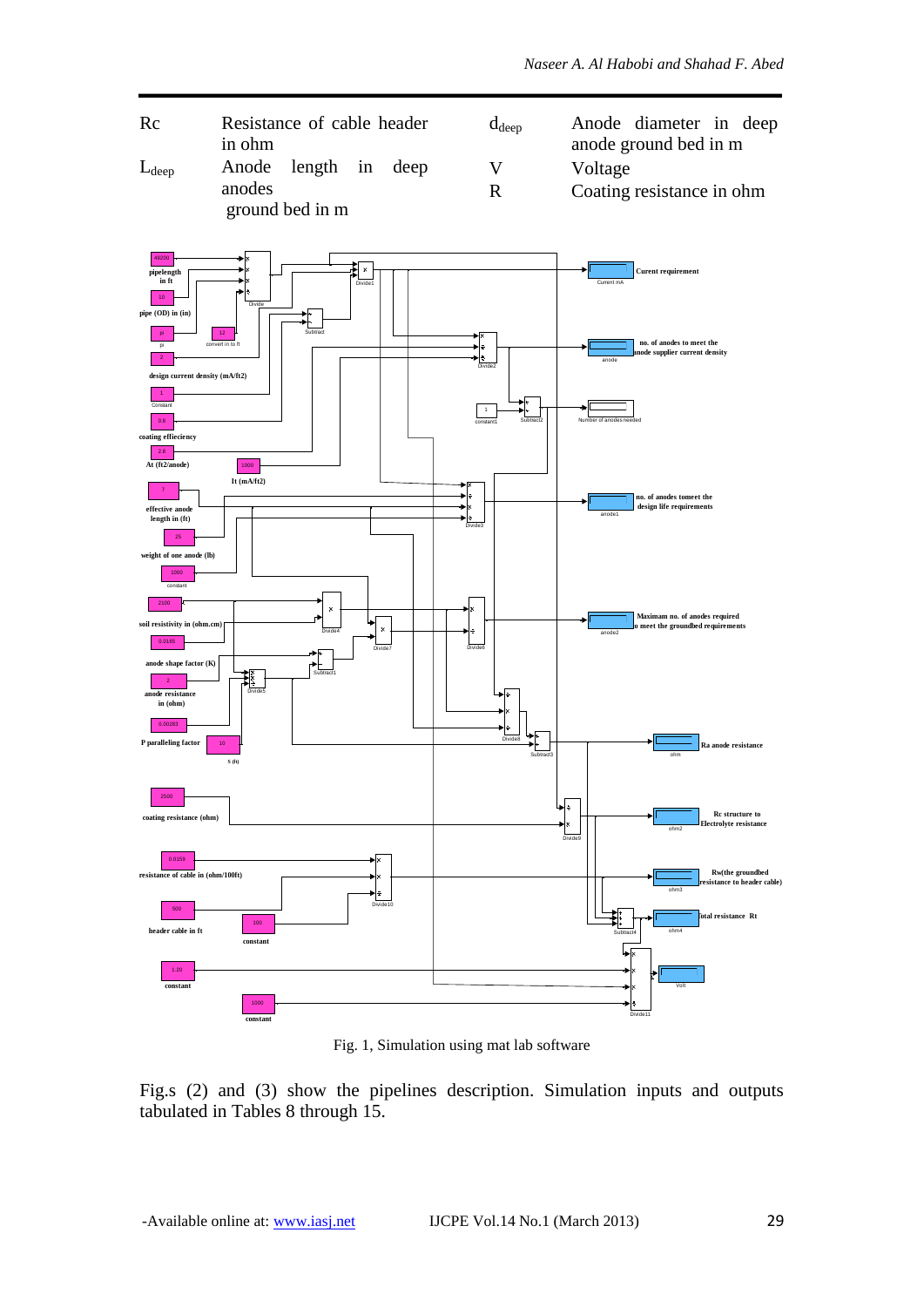| | | | |
|---|---|---|---|
| Rc | Resistance of cable header in ohm | $d_{deep}$ | Anode diameter in deep anode ground bed in m |
| $L_{deep}$ | Anode length in deep anodes ground bed in m | V | Voltage |
| | | R | Coating resistance in ohm |

Fig. 1, Simulation using mat lab software

Fig.s (2) and (3) show the pipelines description. Simulation inputs and outputs tabulated in Tables 8 through 15.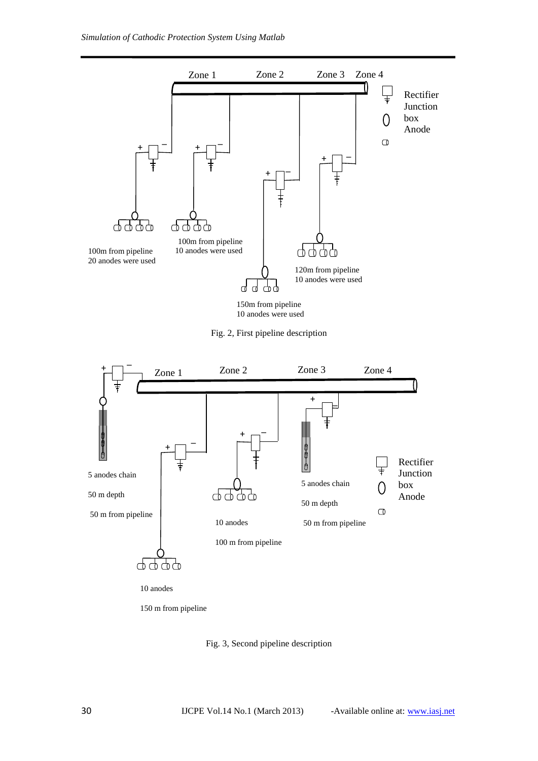Zone 1 Zone 2 Zone 3 Zone 4

Rectifier
Junction box
Anode

100m from pipeline
20 anodes were used

100m from pipeline
10 anodes were used

150m from pipeline
10 anodes were used

120m from pipeline
10 anodes were used

Fig. 2, First pipeline description

Zone 1 Zone 2 Zone 3 Zone 4

5 anodes chain

50 m depth

50 m from pipeline

10 anodes

150 m from pipeline

10 anodes

100 m from pipeline

5 anodes chain

50 m depth

50 m from pipeline

Rectifier
Junction box
Anode

Fig. 3, Second pipeline description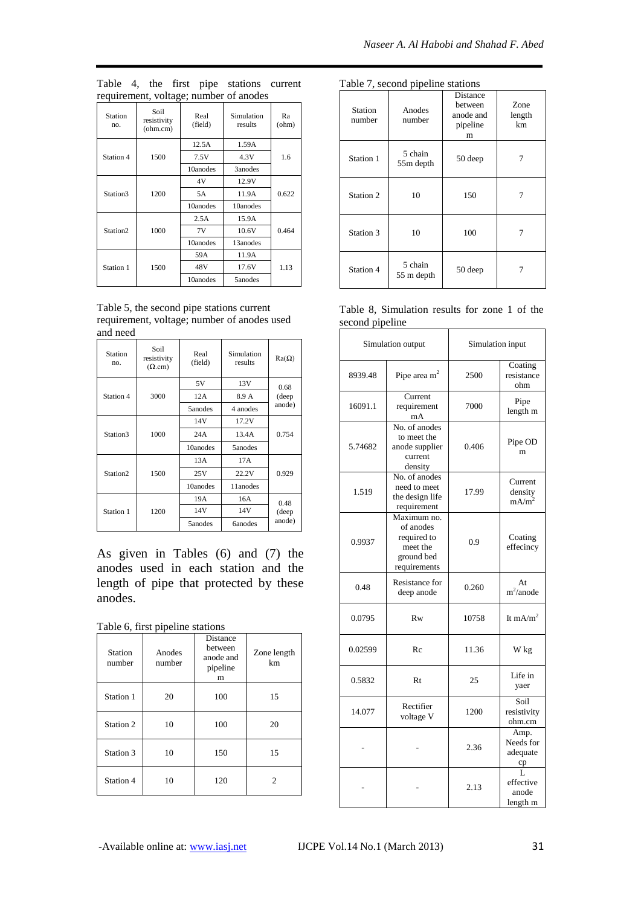Table 4, the first pipe stations current requirement, voltage; number of anodes

| Station no. | Soil resistivity (ohm.cm) | Real (field) | Simulation results | Ra (ohm) |
|---|---|---|---|---|
| Station 4 | 1500 | 12.5A | 1.59A | 1.6 |
| | | 7.5V | 4.3V | |
| | | 10anodes | 3anodes | |
| Station3 | 1200 | 4V | 12.9V | 0.622 |
| | | 5A | 11.9A | |
| | | 10anodes | 10anodes | |
| Station2 | 1000 | 2.5A | 15.9A | 0.464 |
| | | 7V | 10.6V | |
| | | 10anodes | 13anodes | |
| Station 1 | 1500 | 59A | 11.9A | 1.13 |
| | | 48V | 17.6V | |
| | | 10anodes | 5anodes | |

Table 5, the second pipe stations current requirement, voltage; number of anodes used and need

| Station no. | Soil resistivity (Ω.cm) | Real (field) | Simulation results | Ra(Ω) |
|---|---|---|---|---|
| Station 4 | 3000 | 5V | 13V | 0.68 (deep anode) |
| | | 12A | 8.9 A | |
| | | 5anodes | 4 anodes | |
| Station3 | 1000 | 14V | 17.2V | 0.754 |
| | | 24A | 13.4A | |
| | | 10anodes | 5anodes | |
| Station2 | 1500 | 13A | 17A | 0.929 |
| | | 25V | 22.2V | |
| | | 10anodes | 11anodes | |
| Station 1 | 1200 | 19A | 16A | 0.48 (deep anode) |
| | | 14V | 14V | |
| | | 5anodes | 6anodes | |

As given in Tables (6) and (7) the anodes used in each station and the length of pipe that protected by these anodes.

Table 6, first pipeline stations

| Station number | Anodes number | Distance between anode and pipeline m | Zone length km |
|---|---|---|---|
| Station 1 | 20 | 100 | 15 |
| Station 2 | 10 | 100 | 20 |
| Station 3 | 10 | 150 | 15 |
| Station 4 | 10 | 120 | 2 |

Table 7, second pipeline stations

| Station number | Anodes number | Distance between anode and pipeline m | Zone length km |
|---|---|---|---|
| Station 1 | 5 chain 55m depth | 50 deep | 7 |
| Station 2 | 10 | 150 | 7 |
| Station 3 | 10 | 100 | 7 |
| Station 4 | 5 chain 55 m depth | 50 deep | 7 |

Table 8, Simulation results for zone 1 of the second pipeline

| Simulation output | | Simulation input | |
|---|---|---|---|
| 8939.48 | Pipe area $m^2$ | 2500 | Coating resistance ohm |
| 16091.1 | Current requirement mA | 7000 | Pipe length m |
| 5.74682 | No. of anodes to meet the anode supplier current density | 0.406 | Pipe OD m |
| 1.519 | No. of anodes need to meet the design life requirement | 17.99 | Current density $mA/m^2$ |
| 0.9937 | Maximum no. of anodes required to meet the ground bed requirements | 0.9 | Coating effecincy |
| 0.48 | Resistance for deep anode | 0.260 | At $m^2$/anode |
| 0.0795 | Rw | 10758 | It $mA/m^2$ |
| 0.02599 | Rc | 11.36 | W kg |
| 0.5832 | Rt | 25 | Life in yaer |
| 14.077 | Rectifier voltage V | 1200 | Soil resistivity ohm.cm |
| - | - | 2.36 | Amp. Needs for adequate cp |
| - | - | 2.13 | L effective anode length m |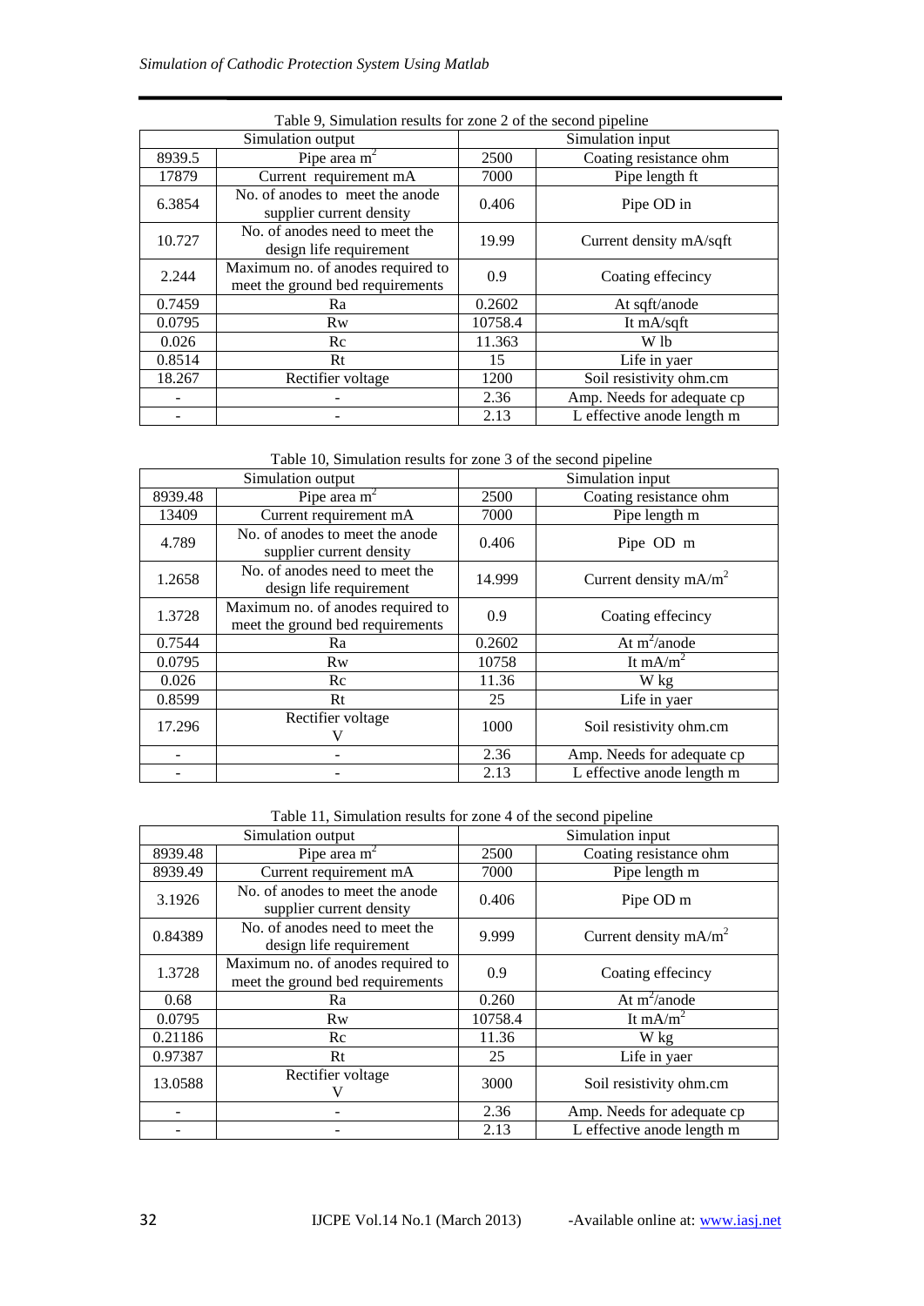Table 9, Simulation results for zone 2 of the second pipeline

| Simulation output | | Simulation input | |
|---|---|---|---|
| 8939.5 | Pipe area $m^2$ | 2500 | Coating resistance ohm |
| 17879 | Current requirement mA | 7000 | Pipe length ft |
| 6.3854 | No. of anodes to meet the anode supplier current density | 0.406 | Pipe OD in |
| 10.727 | No. of anodes need to meet the design life requirement | 19.99 | Current density mA/sqft |
| 2.244 | Maximum no. of anodes required to meet the ground bed requirements | 0.9 | Coating effecincy |
| 0.7459 | Ra | 0.2602 | At sqft/anode |
| 0.0795 | Rw | 10758.4 | It mA/sqft |
| 0.026 | Rc | 11.363 | W lb |
| 0.8514 | Rt | 15 | Life in yaer |
| 18.267 | Rectifier voltage | 1200 | Soil resistivity ohm.cm |
| - | - | 2.36 | Amp. Needs for adequate cp |
| - | - | 2.13 | L effective anode length m |

Table 10, Simulation results for zone 3 of the second pipeline

| Simulation output | | Simulation input | |
|---|---|---|---|
| 8939.48 | Pipe area $m^2$ | 2500 | Coating resistance ohm |
| 13409 | Current requirement mA | 7000 | Pipe length m |
| 4.789 | No. of anodes to meet the anode supplier current density | 0.406 | Pipe OD m |
| 1.2658 | No. of anodes need to meet the design life requirement | 14.999 | Current density $mA/m^2$ |
| 1.3728 | Maximum no. of anodes required to meet the ground bed requirements | 0.9 | Coating effecincy |
| 0.7544 | Ra | 0.2602 | At $m^2$/anode |
| 0.0795 | Rw | 10758 | It $mA/m^2$ |
| 0.026 | Rc | 11.36 | W kg |
| 0.8599 | Rt | 25 | Life in yaer |
| 17.296 | Rectifier voltage V | 1000 | Soil resistivity ohm.cm |
| - | - | 2.36 | Amp. Needs for adequate cp |
| - | - | 2.13 | L effective anode length m |

Table 11, Simulation results for zone 4 of the second pipeline

| Simulation output | | Simulation input | |
|---|---|---|---|
| 8939.48 | Pipe area $m^2$ | 2500 | Coating resistance ohm |
| 8939.49 | Current requirement mA | 7000 | Pipe length m |
| 3.1926 | No. of anodes to meet the anode supplier current density | 0.406 | Pipe OD m |
| 0.84389 | No. of anodes need to meet the design life requirement | 9.999 | Current density $mA/m^2$ |
| 1.3728 | Maximum no. of anodes required to meet the ground bed requirements | 0.9 | Coating effecincy |
| 0.68 | Ra | 0.260 | At $m^2$/anode |
| 0.0795 | Rw | 10758.4 | It $mA/m^2$ |
| 0.21186 | Rc | 11.36 | W kg |
| 0.97387 | Rt | 25 | Life in yaer |
| 13.0588 | Rectifier voltage V | 3000 | Soil resistivity ohm.cm |
| - | - | 2.36 | Amp. Needs for adequate cp |
| - | - | 2.13 | L effective anode length m |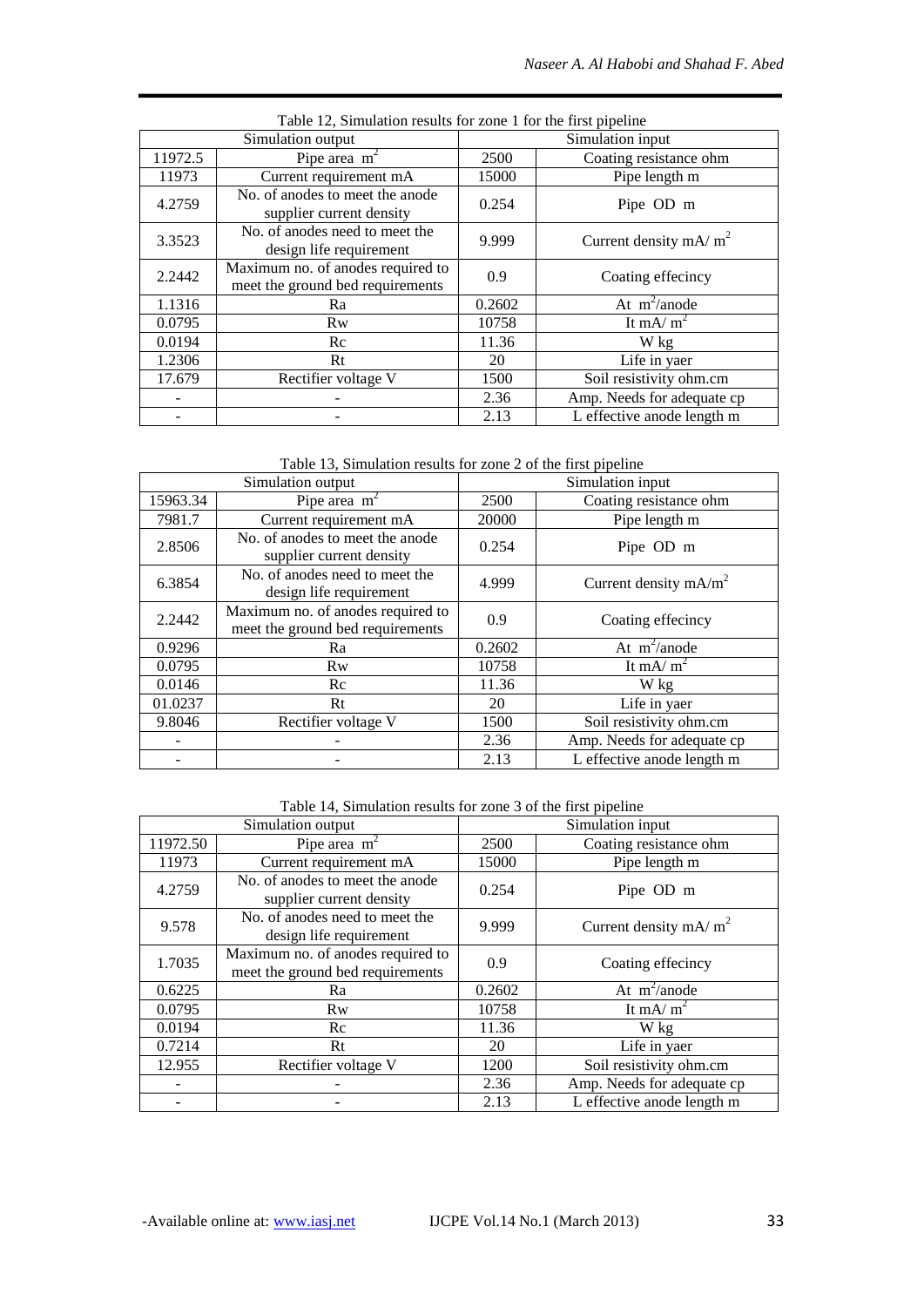Table 12, Simulation results for zone 1 for the first pipeline

| Simulation output | | Simulation input | |
|---|---|---|---|
| 11972.5 | Pipe area $m^2$ | 2500 | Coating resistance ohm |
| 11973 | Current requirement mA | 15000 | Pipe length m |
| 4.2759 | No. of anodes to meet the anode supplier current density | 0.254 | Pipe OD m |
| 3.3523 | No. of anodes need to meet the design life requirement | 9.999 | Current density mA/ $m^2$ |
| 2.2442 | Maximum no. of anodes required to meet the ground bed requirements | 0.9 | Coating effecincy |
| 1.1316 | Ra | 0.2602 | At $m^2$/anode |
| 0.0795 | Rw | 10758 | It mA/ $m^2$ |
| 0.0194 | Rc | 11.36 | W kg |
| 1.2306 | Rt | 20 | Life in yaer |
| 17.679 | Rectifier voltage V | 1500 | Soil resistivity ohm.cm |
| - | - | 2.36 | Amp. Needs for adequate cp |
| - | - | 2.13 | L effective anode length m |

Table 13, Simulation results for zone 2 of the first pipeline

| Simulation output | | Simulation input | |
|---|---|---|---|
| 15963.34 | Pipe area $m^2$ | 2500 | Coating resistance ohm |
| 7981.7 | Current requirement mA | 20000 | Pipe length m |
| 2.8506 | No. of anodes to meet the anode supplier current density | 0.254 | Pipe OD m |
| 6.3854 | No. of anodes need to meet the design life requirement | 4.999 | Current density mA/$m^2$ |
| 2.2442 | Maximum no. of anodes required to meet the ground bed requirements | 0.9 | Coating effecincy |
| 0.9296 | Ra | 0.2602 | At $m^2$/anode |
| 0.0795 | Rw | 10758 | It mA/ $m^2$ |
| 0.0146 | Rc | 11.36 | W kg |
| 01.0237 | Rt | 20 | Life in yaer |
| 9.8046 | Rectifier voltage V | 1500 | Soil resistivity ohm.cm |
| - | - | 2.36 | Amp. Needs for adequate cp |
| - | - | 2.13 | L effective anode length m |

Table 14, Simulation results for zone 3 of the first pipeline

| Simulation output | | Simulation input | |
|---|---|---|---|
| 11972.50 | Pipe area $m^2$ | 2500 | Coating resistance ohm |
| 11973 | Current requirement mA | 15000 | Pipe length m |
| 4.2759 | No. of anodes to meet the anode supplier current density | 0.254 | Pipe OD m |
| 9.578 | No. of anodes need to meet the design life requirement | 9.999 | Current density mA/ $m^2$ |
| 1.7035 | Maximum no. of anodes required to meet the ground bed requirements | 0.9 | Coating effecincy |
| 0.6225 | Ra | 0.2602 | At $m^2$/anode |
| 0.0795 | Rw | 10758 | It mA/ $m^2$ |
| 0.0194 | Rc | 11.36 | W kg |
| 0.7214 | Rt | 20 | Life in yaer |
| 12.955 | Rectifier voltage V | 1200 | Soil resistivity ohm.cm |
| - | - | 2.36 | Amp. Needs for adequate cp |
| - | - | 2.13 | L effective anode length m |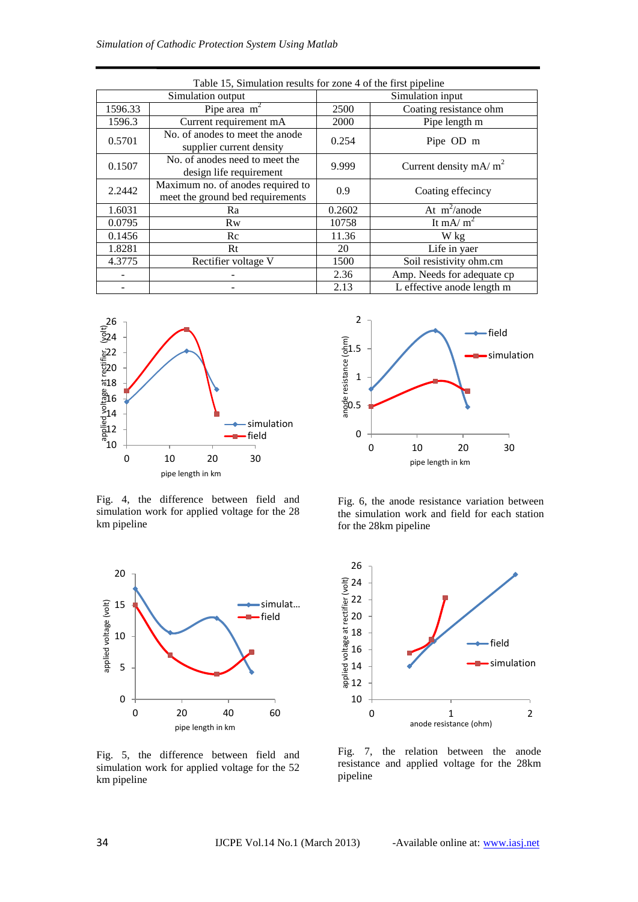Table 15, Simulation results for zone 4 of the first pipeline

| Simulation output | | Simulation input | |
|---|---|---|---|
| 1596.33 | Pipe area $m^2$ | 2500 | Coating resistance ohm |
| 1596.3 | Current requirement mA | 2000 | Pipe length m |
| 0.5701 | No. of anodes to meet the anode supplier current density | 0.254 | Pipe OD m |
| 0.1507 | No. of anodes need to meet the design life requirement | 9.999 | Current density mA/ $m^2$ |
| 2.2442 | Maximum no. of anodes required to meet the ground bed requirements | 0.9 | Coating effecincy |
| 1.6031 | Ra | 0.2602 | At $m^2$/anode |
| 0.0795 | Rw | 10758 | It mA/ $m^2$ |
| 0.1456 | Rc | 11.36 | W kg |
| 1.8281 | Rt | 20 | Life in yaer |
| 4.3775 | Rectifier voltage V | 1500 | Soil resistivity ohm.cm |
| - | - | 2.36 | Amp. Needs for adequate cp |
| - | - | 2.13 | L effective anode length m |

Fig. 4, the difference between field and simulation work for applied voltage for the 28 km pipeline

Fig. 6, the anode resistance variation between the simulation work and field for each station for the 28km pipeline

Fig. 5, the difference between field and simulation work for applied voltage for the 52 km pipeline

Fig. 7, the relation between the anode resistance and applied voltage for the 28km pipeline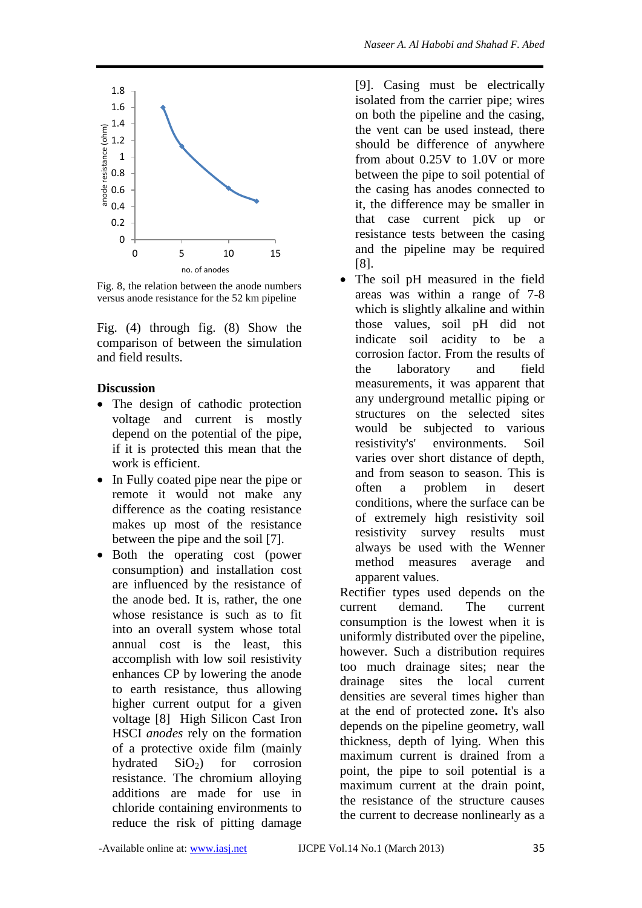Fig. 8, the relation between the anode numbers versus anode resistance for the 52 km pipeline

Fig. (4) through fig. (8) Show the comparison of between the simulation and field results.

**Discussion**

- The design of cathodic protection voltage and current is mostly depend on the potential of the pipe, if it is protected this mean that the work is efficient.
- In Fully coated pipe near the pipe or remote it would not make any difference as the coating resistance makes up most of the resistance between the pipe and the soil [7].
- Both the operating cost (power consumption) and installation cost are influenced by the resistance of the anode bed. It is, rather, the one whose resistance is such as to fit into an overall system whose total annual cost is the least, this accomplish with low soil resistivity enhances CP by lowering the anode to earth resistance, thus allowing higher current output for a given voltage [8] High Silicon Cast Iron HSCI *anodes* rely on the formation of a protective oxide film (mainly hydrated $SiO_2$) for corrosion resistance. The chromium alloying additions are made for use in chloride containing environments to reduce the risk of pitting damage [9]. Casing must be electrically isolated from the carrier pipe; wires on both the pipeline and the casing, the vent can be used instead, there should be difference of anywhere from about 0.25V to 1.0V or more between the pipe to soil potential of the casing has anodes connected to it, the difference may be smaller in that case current pick up or resistance tests between the casing and the pipeline may be required [8].
- The soil pH measured in the field areas was within a range of 7-8 which is slightly alkaline and within those values, soil pH did not indicate soil acidity to be a corrosion factor. From the results of the laboratory and field measurements, it was apparent that any underground metallic piping or structures on the selected sites would be subjected to various resistivity's' environments. Soil varies over short distance of depth, and from season to season. This is often a problem in desert conditions, where the surface can be of extremely high resistivity soil resistivity survey results must always be used with the Wenner method measures average and apparent values.

Rectifier types used depends on the current demand. The current consumption is the lowest when it is uniformly distributed over the pipeline, however. Such a distribution requires too much drainage sites; near the drainage sites the local current densities are several times higher than at the end of protected zone**.** It's also depends on the pipeline geometry, wall thickness, depth of lying. When this maximum current is drained from a point, the pipe to soil potential is a maximum current at the drain point, the resistance of the structure causes the current to decrease nonlinearly as a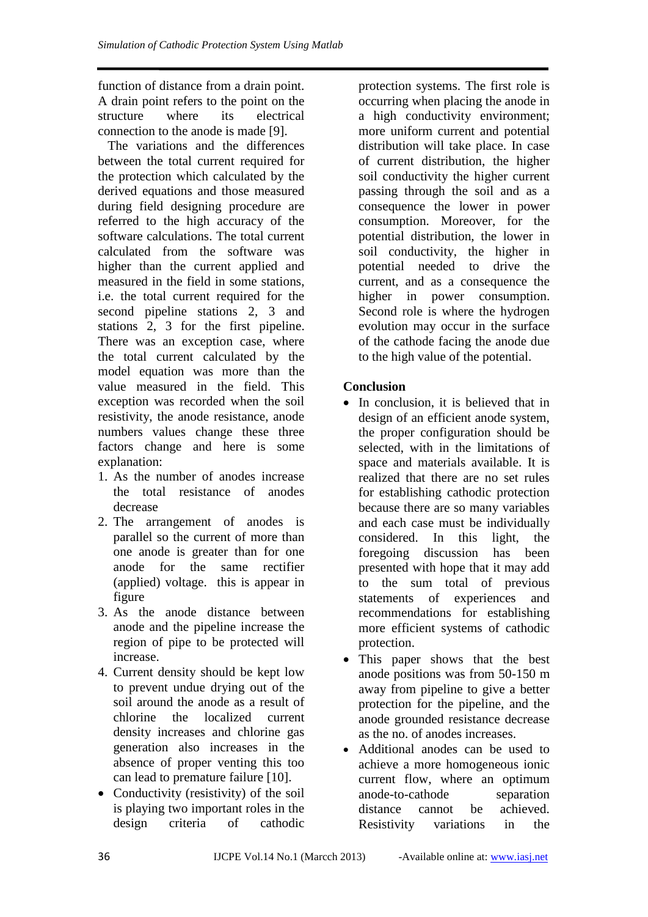function of distance from a drain point. A drain point refers to the point on the structure where its electrical connection to the anode is made [9].

The variations and the differences between the total current required for the protection which calculated by the derived equations and those measured during field designing procedure are referred to the high accuracy of the software calculations. The total current calculated from the software was higher than the current applied and measured in the field in some stations, i.e. the total current required for the second pipeline stations 2, 3 and stations 2, 3 for the first pipeline. There was an exception case, where the total current calculated by the model equation was more than the value measured in the field. This exception was recorded when the soil resistivity, the anode resistance, anode numbers values change these three factors change and here is some explanation:

1. As the number of anodes increase the total resistance of anodes decrease
2. The arrangement of anodes is parallel so the current of more than one anode is greater than for one anode for the same rectifier (applied) voltage. this is appear in figure
3. As the anode distance between anode and the pipeline increase the region of pipe to be protected will increase.
4. Current density should be kept low to prevent undue drying out of the soil around the anode as a result of chlorine the localized current density increases and chlorine gas generation also increases in the absence of proper venting this too can lead to premature failure [10].

- Conductivity (resistivity) of the soil is playing two important roles in the design criteria of cathodic protection systems. The first role is occurring when placing the anode in a high conductivity environment; more uniform current and potential distribution will take place. In case of current distribution, the higher soil conductivity the higher current passing through the soil and as a consequence the lower in power consumption. Moreover, for the potential distribution, the lower in soil conductivity, the higher in potential needed to drive the current, and as a consequence the higher in power consumption. Second role is where the hydrogen evolution may occur in the surface of the cathode facing the anode due to the high value of the potential.

## Conclusion

- In conclusion, it is believed that in design of an efficient anode system, the proper configuration should be selected, with in the limitations of space and materials available. It is realized that there are no set rules for establishing cathodic protection because there are so many variables and each case must be individually considered. In this light, the foregoing discussion has been presented with hope that it may add to the sum total of previous statements of experiences and recommendations for establishing more efficient systems of cathodic protection.
- This paper shows that the best anode positions was from 50-150 m away from pipeline to give a better protection for the pipeline, and the anode grounded resistance decrease as the no. of anodes increases.
- Additional anodes can be used to achieve a more homogeneous ionic current flow, where an optimum anode-to-cathode separation distance cannot be achieved. Resistivity variations in the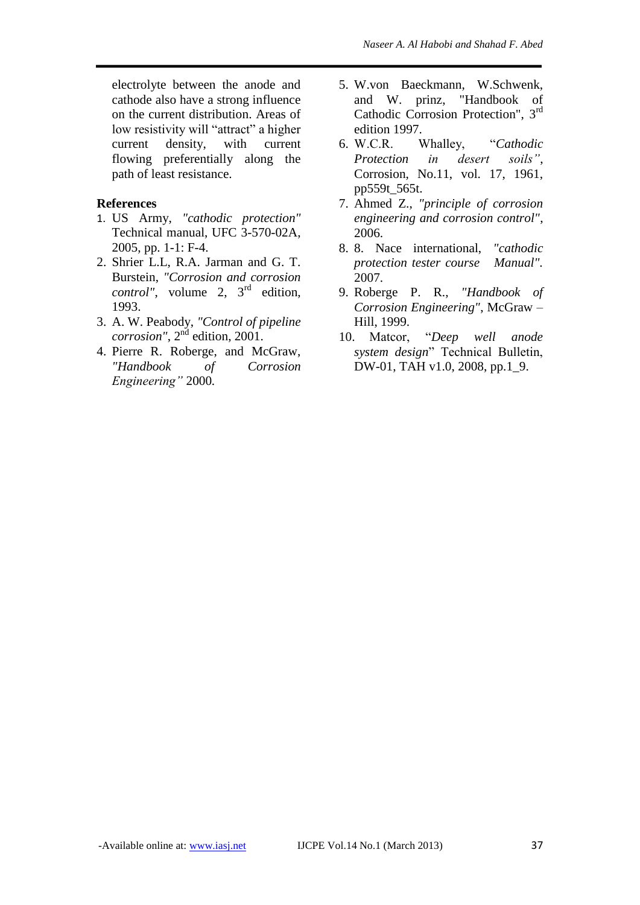electrolyte between the anode and cathode also have a strong influence on the current distribution. Areas of low resistivity will "attract" a higher current density, with current flowing preferentially along the path of least resistance.

## References

1. US Army, *"cathodic protection"* Technical manual, UFC 3-570-02A, 2005, pp. 1-1: F-4.
2. Shrier L.L, R.A. Jarman and G. T. Burstein, *"Corrosion and corrosion control"*, volume 2, 3rd edition, 1993.
3. A. W. Peabody, *"Control of pipeline corrosion"*, 2nd edition, 2001.
4. Pierre R. Roberge, and McGraw, *"Handbook of Corrosion Engineering"* 2000.
5. W.von Baeckmann, W.Schwenk, and W. prinz, "Handbook of Cathodic Corrosion Protection", 3rd edition 1997.
6. W.C.R. Whalley, "*Cathodic Protection in desert soils"*, Corrosion, No.11, vol. 17, 1961, pp559t_565t.
7. Ahmed Z., *"principle of corrosion engineering and corrosion control"*, 2006.
8. 8. Nace international, *"cathodic protection tester course Manual"*. 2007.
9. Roberge P. R., *"Handbook of Corrosion Engineering"*, McGraw – Hill, 1999.
10. Matcor, "*Deep well anode system design*" Technical Bulletin, DW-01, TAH v1.0, 2008, pp.1_9.